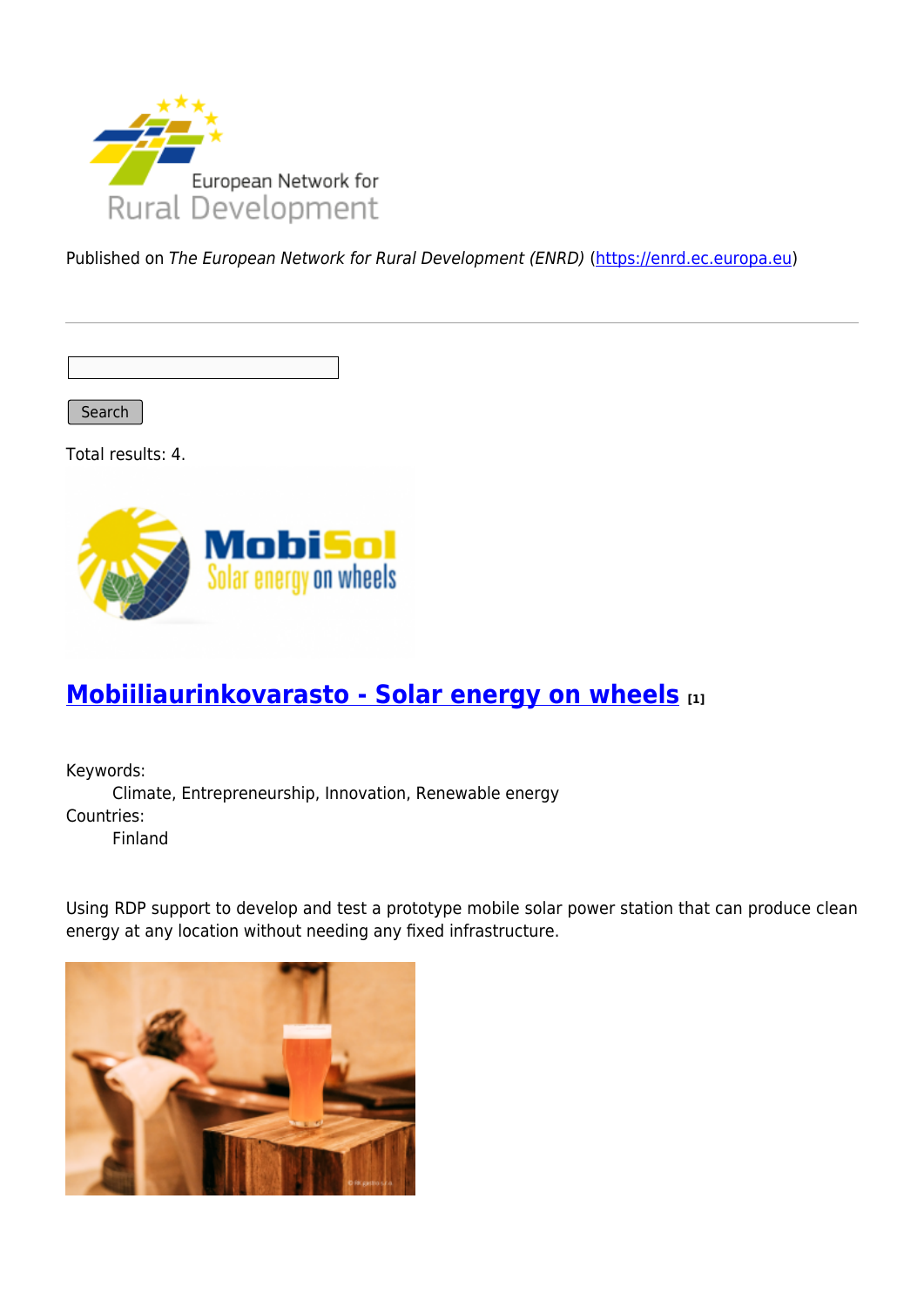Published on *The European Network for Rural Development (ENRD)* (https://enrd.ec.europa.eu)

Search

Total results: 4.

## Mobiiliaurinkovarasto - Solar energy on wheels [1]

Keywords:
Climate, Entrepreneurship, Innovation, Renewable energy
Countries:
Finland

Using RDP support to develop and test a prototype mobile solar power station that can produce clean energy at any location without needing any fixed infrastructure.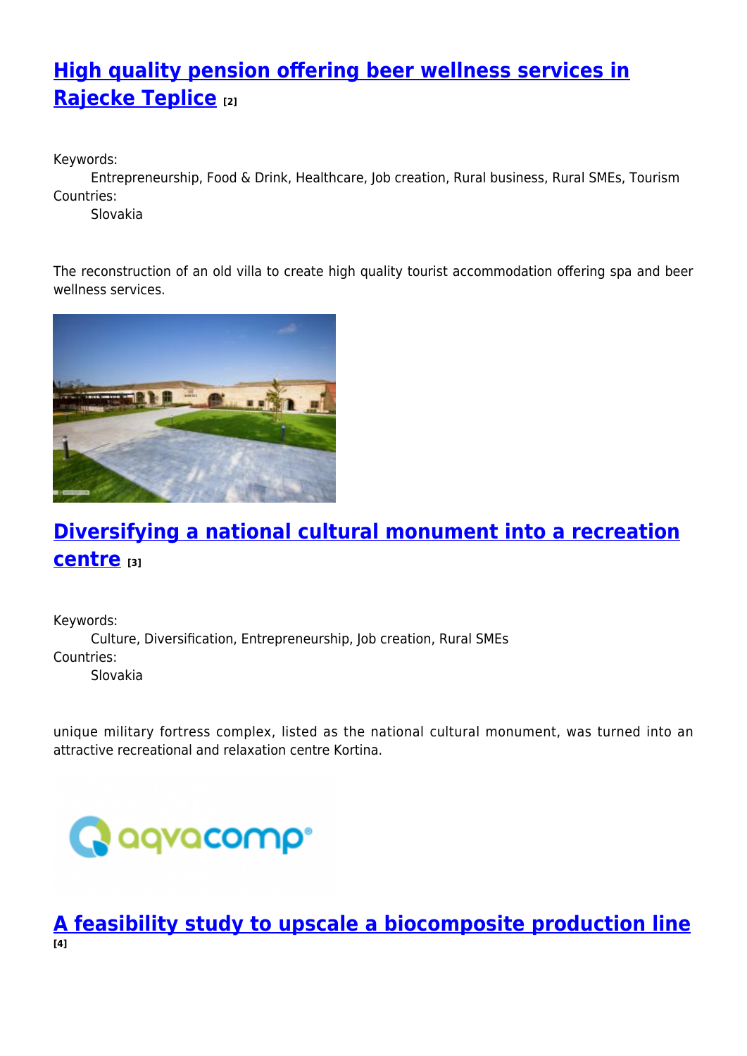## [High quality pension offering beer wellness services in Rajecke Teplice] [2]

Keywords:
Entrepreneurship, Food & Drink, Healthcare, Job creation, Rural business, Rural SMEs, Tourism

Countries:
Slovakia

The reconstruction of an old villa to create high quality tourist accommodation offering spa and beer wellness services.

## [Diversifying a national cultural monument into a recreation centre] [3]

Keywords:
Culture, Diversification, Entrepreneurship, Job creation, Rural SMEs

Countries:
Slovakia

unique military fortress complex, listed as the national cultural monument, was turned into an attractive recreational and relaxation centre Kortina.

## [A feasibility study to upscale a biocomposite production line] [4]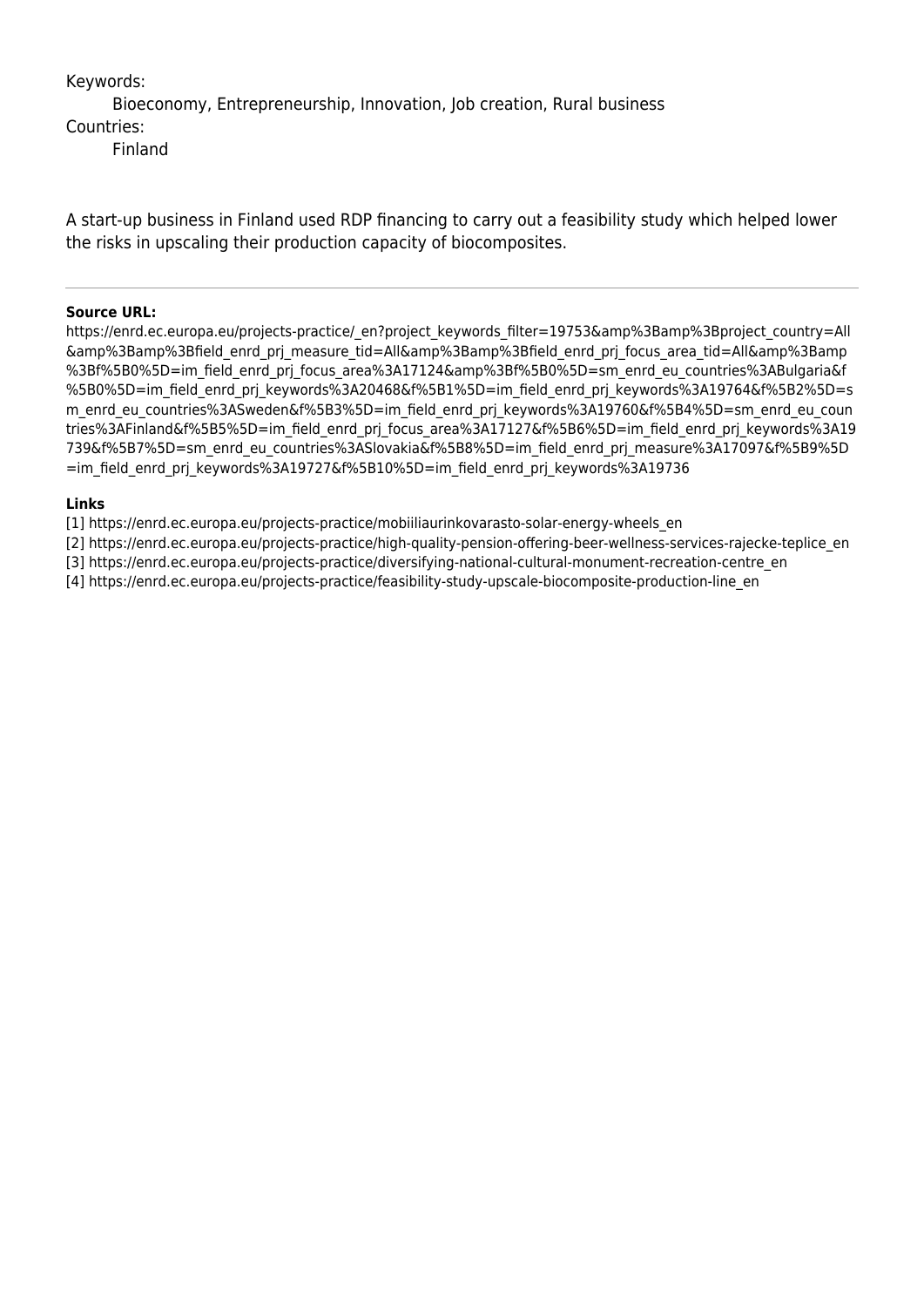Keywords:

Bioeconomy, Entrepreneurship, Innovation, Job creation, Rural business

Countries:

Finland

A start-up business in Finland used RDP financing to carry out a feasibility study which helped lower the risks in upscaling their production capacity of biocomposites.

---

**Source URL:**
https://enrd.ec.europa.eu/projects-practice/_en?project_keywords_filter=19753&amp%3Bamp%3Bproject_country=All&amp%3Bamp%3Bfield_enrd_prj_measure_tid=All&amp%3Bamp%3Bfield_enrd_prj_focus_area_tid=All&amp%3Bamp%3Bf%5B0%5D=im_field_enrd_prj_focus_area%3A17124&amp%3Bf%5B0%5D=sm_enrd_eu_countries%3ABulgaria&f%5B0%5D=im_field_enrd_prj_keywords%3A20468&f%5B1%5D=im_field_enrd_prj_keywords%3A19764&f%5B2%5D=sm_enrd_eu_countries%3ASweden&f%5B3%5D=im_field_enrd_prj_keywords%3A19760&f%5B4%5D=sm_enrd_eu_countries%3AFinland&f%5B5%5D=im_field_enrd_prj_focus_area%3A17127&f%5B6%5D=im_field_enrd_prj_keywords%3A19739&f%5B7%5D=sm_enrd_eu_countries%3ASlovakia&f%5B8%5D=im_field_enrd_prj_measure%3A17097&f%5B9%5D=im_field_enrd_prj_keywords%3A19727&f%5B10%5D=im_field_enrd_prj_keywords%3A19736

**Links**

[1] https://enrd.ec.europa.eu/projects-practice/mobiiliaurinkovarasto-solar-energy-wheels_en

[2] https://enrd.ec.europa.eu/projects-practice/high-quality-pension-offering-beer-wellness-services-rajecke-teplice_en

[3] https://enrd.ec.europa.eu/projects-practice/diversifying-national-cultural-monument-recreation-centre_en

[4] https://enrd.ec.europa.eu/projects-practice/feasibility-study-upscale-biocomposite-production-line_en